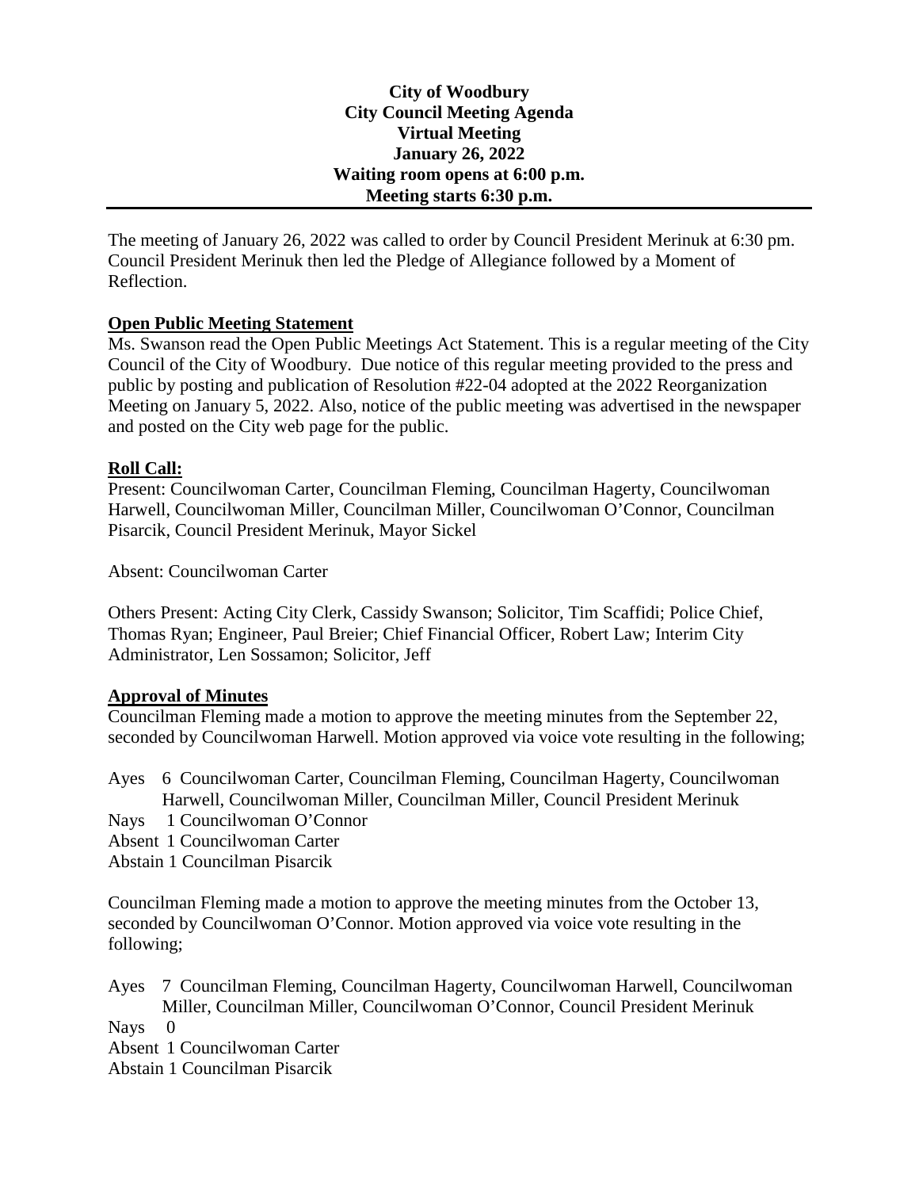**City of Woodbury**
**City Council Meeting Agenda**
**Virtual Meeting**
**January 26, 2022**
**Waiting room opens at 6:00 p.m.**
**Meeting starts 6:30 p.m.**

---

The meeting of January 26, 2022 was called to order by Council President Merinuk at 6:30 pm. Council President Merinuk then led the Pledge of Allegiance followed by a Moment of Reflection.

**Open Public Meeting Statement**

Ms. Swanson read the Open Public Meetings Act Statement. This is a regular meeting of the City Council of the City of Woodbury. Due notice of this regular meeting provided to the press and public by posting and publication of Resolution #22-04 adopted at the 2022 Reorganization Meeting on January 5, 2022. Also, notice of the public meeting was advertised in the newspaper and posted on the City web page for the public.

**Roll Call:**

Present: Councilwoman Carter, Councilman Fleming, Councilman Hagerty, Councilwoman Harwell, Councilwoman Miller, Councilman Miller, Councilwoman O'Connor, Councilman Pisarcik, Council President Merinuk, Mayor Sickel

Absent: Councilwoman Carter

Others Present: Acting City Clerk, Cassidy Swanson; Solicitor, Tim Scaffidi; Police Chief, Thomas Ryan; Engineer, Paul Breier; Chief Financial Officer, Robert Law; Interim City Administrator, Len Sossamon; Solicitor, Jeff

**Approval of Minutes**

Councilman Fleming made a motion to approve the meeting minutes from the September 22, seconded by Councilwoman Harwell. Motion approved via voice vote resulting in the following;

Ayes 6 Councilwoman Carter, Councilman Fleming, Councilman Hagerty, Councilwoman Harwell, Councilwoman Miller, Councilman Miller, Council President Merinuk
Nays 1 Councilwoman O'Connor
Absent 1 Councilwoman Carter
Abstain 1 Councilman Pisarcik

Councilman Fleming made a motion to approve the meeting minutes from the October 13, seconded by Councilwoman O'Connor. Motion approved via voice vote resulting in the following;

Ayes 7 Councilman Fleming, Councilman Hagerty, Councilwoman Harwell, Councilwoman Miller, Councilman Miller, Councilwoman O'Connor, Council President Merinuk
Nays 0
Absent 1 Councilwoman Carter
Abstain 1 Councilman Pisarcik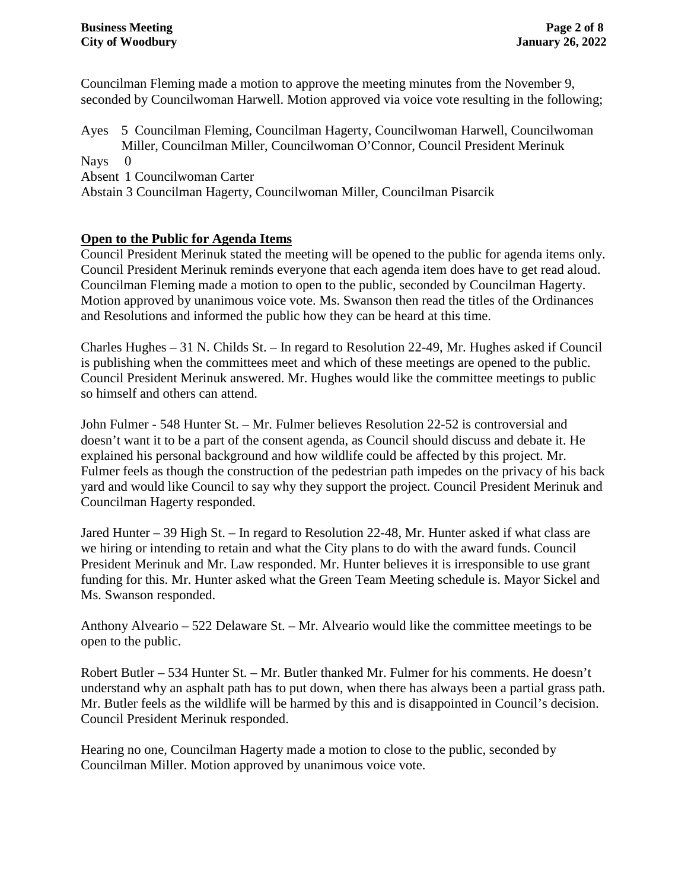Councilman Fleming made a motion to approve the meeting minutes from the November 9, seconded by Councilwoman Harwell. Motion approved via voice vote resulting in the following;

Ayes 5 Councilman Fleming, Councilman Hagerty, Councilwoman Harwell, Councilwoman Miller, Councilman Miller, Councilwoman O'Connor, Council President Merinuk
Nays 0
Absent 1 Councilwoman Carter
Abstain 3 Councilman Hagerty, Councilwoman Miller, Councilman Pisarcik

**Open to the Public for Agenda Items**

Council President Merinuk stated the meeting will be opened to the public for agenda items only. Council President Merinuk reminds everyone that each agenda item does have to get read aloud. Councilman Fleming made a motion to open to the public, seconded by Councilman Hagerty. Motion approved by unanimous voice vote. Ms. Swanson then read the titles of the Ordinances and Resolutions and informed the public how they can be heard at this time.

Charles Hughes – 31 N. Childs St. – In regard to Resolution 22-49, Mr. Hughes asked if Council is publishing when the committees meet and which of these meetings are opened to the public. Council President Merinuk answered. Mr. Hughes would like the committee meetings to public so himself and others can attend.

John Fulmer - 548 Hunter St. – Mr. Fulmer believes Resolution 22-52 is controversial and doesn't want it to be a part of the consent agenda, as Council should discuss and debate it. He explained his personal background and how wildlife could be affected by this project. Mr. Fulmer feels as though the construction of the pedestrian path impedes on the privacy of his back yard and would like Council to say why they support the project. Council President Merinuk and Councilman Hagerty responded.

Jared Hunter – 39 High St. – In regard to Resolution 22-48, Mr. Hunter asked if what class are we hiring or intending to retain and what the City plans to do with the award funds. Council President Merinuk and Mr. Law responded. Mr. Hunter believes it is irresponsible to use grant funding for this. Mr. Hunter asked what the Green Team Meeting schedule is. Mayor Sickel and Ms. Swanson responded.

Anthony Alveario – 522 Delaware St. – Mr. Alveario would like the committee meetings to be open to the public.

Robert Butler – 534 Hunter St. – Mr. Butler thanked Mr. Fulmer for his comments. He doesn't understand why an asphalt path has to put down, when there has always been a partial grass path. Mr. Butler feels as the wildlife will be harmed by this and is disappointed in Council's decision. Council President Merinuk responded.

Hearing no one, Councilman Hagerty made a motion to close to the public, seconded by Councilman Miller. Motion approved by unanimous voice vote.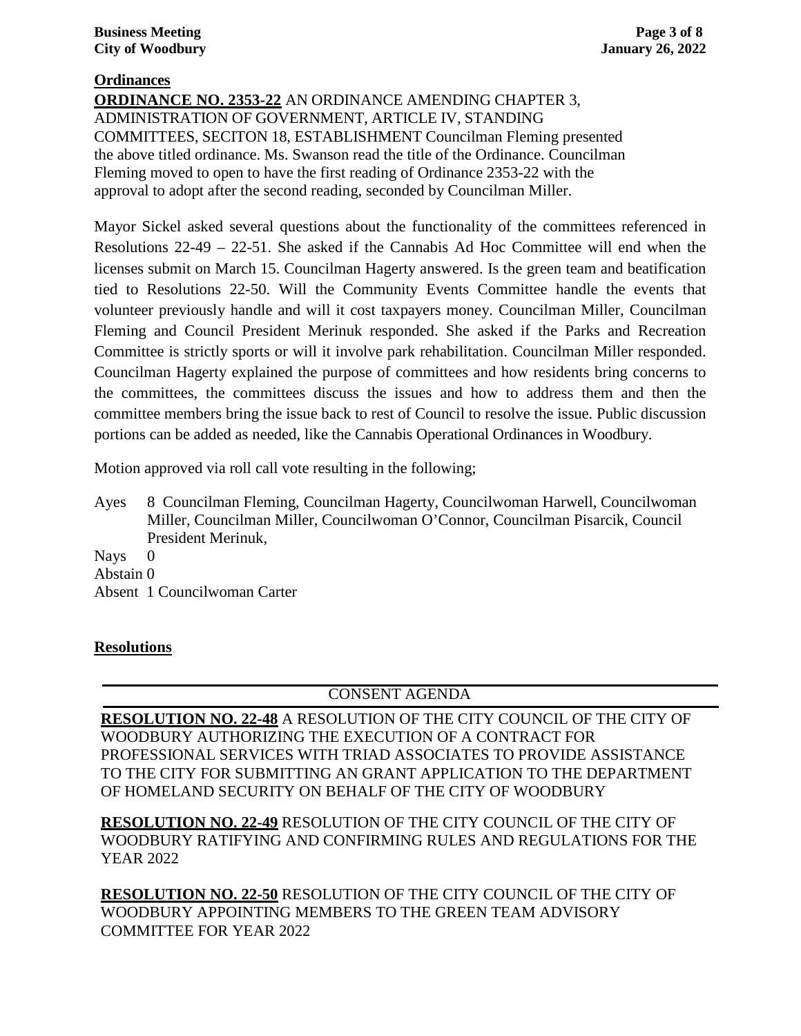**Ordinances**

**ORDINANCE NO. 2353-22** AN ORDINANCE AMENDING CHAPTER 3, ADMINISTRATION OF GOVERNMENT, ARTICLE IV, STANDING COMMITTEES, SECITON 18, ESTABLISHMENT Councilman Fleming presented the above titled ordinance. Ms. Swanson read the title of the Ordinance. Councilman Fleming moved to open to have the first reading of Ordinance 2353-22 with the approval to adopt after the second reading, seconded by Councilman Miller.

Mayor Sickel asked several questions about the functionality of the committees referenced in Resolutions 22-49 – 22-51. She asked if the Cannabis Ad Hoc Committee will end when the licenses submit on March 15. Councilman Hagerty answered. Is the green team and beatification tied to Resolutions 22-50. Will the Community Events Committee handle the events that volunteer previously handle and will it cost taxpayers money. Councilman Miller, Councilman Fleming and Council President Merinuk responded. She asked if the Parks and Recreation Committee is strictly sports or will it involve park rehabilitation. Councilman Miller responded. Councilman Hagerty explained the purpose of committees and how residents bring concerns to the committees, the committees discuss the issues and how to address them and then the committee members bring the issue back to rest of Council to resolve the issue. Public discussion portions can be added as needed, like the Cannabis Operational Ordinances in Woodbury.

Motion approved via roll call vote resulting in the following;

Ayes 8 Councilman Fleming, Councilman Hagerty, Councilwoman Harwell, Councilwoman Miller, Councilman Miller, Councilwoman O'Connor, Councilman Pisarcik, Council President Merinuk,
Nays 0
Abstain 0
Absent 1 Councilwoman Carter

**Resolutions**

CONSENT AGENDA

**RESOLUTION NO. 22-48** A RESOLUTION OF THE CITY COUNCIL OF THE CITY OF WOODBURY AUTHORIZING THE EXECUTION OF A CONTRACT FOR PROFESSIONAL SERVICES WITH TRIAD ASSOCIATES TO PROVIDE ASSISTANCE TO THE CITY FOR SUBMITTING AN GRANT APPLICATION TO THE DEPARTMENT OF HOMELAND SECURITY ON BEHALF OF THE CITY OF WOODBURY

**RESOLUTION NO. 22-49** RESOLUTION OF THE CITY COUNCIL OF THE CITY OF WOODBURY RATIFYING AND CONFIRMING RULES AND REGULATIONS FOR THE YEAR 2022

**RESOLUTION NO. 22-50** RESOLUTION OF THE CITY COUNCIL OF THE CITY OF WOODBURY APPOINTING MEMBERS TO THE GREEN TEAM ADVISORY COMMITTEE FOR YEAR 2022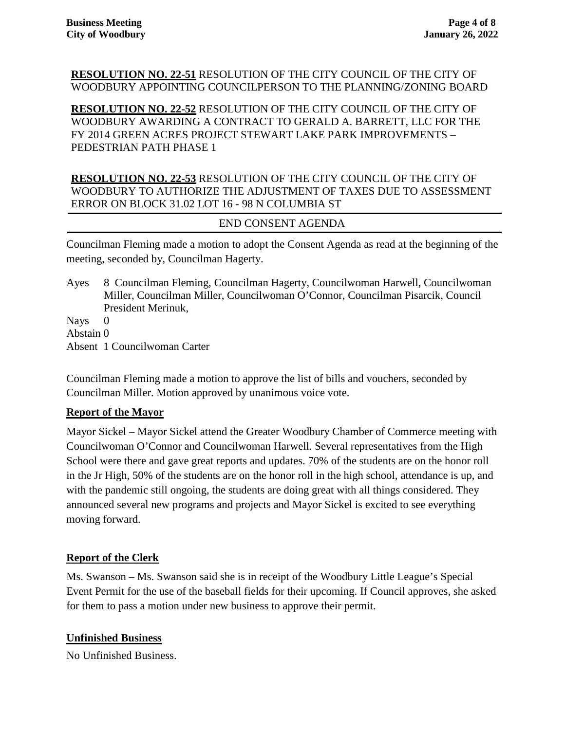**RESOLUTION NO. 22-51** RESOLUTION OF THE CITY COUNCIL OF THE CITY OF WOODBURY APPOINTING COUNCILPERSON TO THE PLANNING/ZONING BOARD

**RESOLUTION NO. 22-52** RESOLUTION OF THE CITY COUNCIL OF THE CITY OF WOODBURY AWARDING A CONTRACT TO GERALD A. BARRETT, LLC FOR THE FY 2014 GREEN ACRES PROJECT STEWART LAKE PARK IMPROVEMENTS – PEDESTRIAN PATH PHASE 1

**RESOLUTION NO. 22-53** RESOLUTION OF THE CITY COUNCIL OF THE CITY OF WOODBURY TO AUTHORIZE THE ADJUSTMENT OF TAXES DUE TO ASSESSMENT ERROR ON BLOCK 31.02 LOT 16 - 98 N COLUMBIA ST

END CONSENT AGENDA

Councilman Fleming made a motion to adopt the Consent Agenda as read at the beginning of the meeting, seconded by, Councilman Hagerty.

Ayes 8 Councilman Fleming, Councilman Hagerty, Councilwoman Harwell, Councilwoman Miller, Councilman Miller, Councilwoman O'Connor, Councilman Pisarcik, Council President Merinuk,
Nays 0
Abstain 0
Absent 1 Councilwoman Carter

Councilman Fleming made a motion to approve the list of bills and vouchers, seconded by Councilman Miller. Motion approved by unanimous voice vote.

## Report of the Mayor

Mayor Sickel – Mayor Sickel attend the Greater Woodbury Chamber of Commerce meeting with Councilwoman O'Connor and Councilwoman Harwell. Several representatives from the High School were there and gave great reports and updates. 70% of the students are on the honor roll in the Jr High, 50% of the students are on the honor roll in the high school, attendance is up, and with the pandemic still ongoing, the students are doing great with all things considered. They announced several new programs and projects and Mayor Sickel is excited to see everything moving forward.

## Report of the Clerk

Ms. Swanson – Ms. Swanson said she is in receipt of the Woodbury Little League's Special Event Permit for the use of the baseball fields for their upcoming. If Council approves, she asked for them to pass a motion under new business to approve their permit.

## Unfinished Business

No Unfinished Business.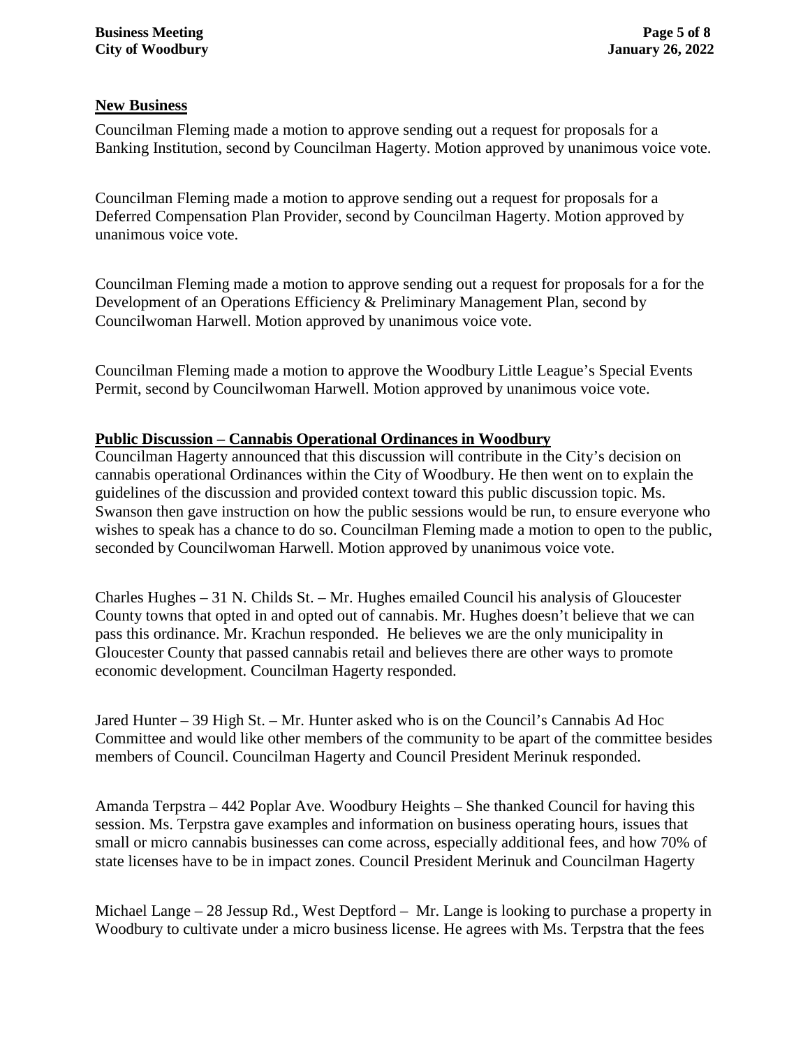## New Business

Councilman Fleming made a motion to approve sending out a request for proposals for a Banking Institution, second by Councilman Hagerty. Motion approved by unanimous voice vote.

Councilman Fleming made a motion to approve sending out a request for proposals for a Deferred Compensation Plan Provider, second by Councilman Hagerty. Motion approved by unanimous voice vote.

Councilman Fleming made a motion to approve sending out a request for proposals for a for the Development of an Operations Efficiency & Preliminary Management Plan, second by Councilwoman Harwell. Motion approved by unanimous voice vote.

Councilman Fleming made a motion to approve the Woodbury Little League's Special Events Permit, second by Councilwoman Harwell. Motion approved by unanimous voice vote.

## Public Discussion – Cannabis Operational Ordinances in Woodbury

Councilman Hagerty announced that this discussion will contribute in the City's decision on cannabis operational Ordinances within the City of Woodbury. He then went on to explain the guidelines of the discussion and provided context toward this public discussion topic. Ms. Swanson then gave instruction on how the public sessions would be run, to ensure everyone who wishes to speak has a chance to do so. Councilman Fleming made a motion to open to the public, seconded by Councilwoman Harwell. Motion approved by unanimous voice vote.

Charles Hughes – 31 N. Childs St. – Mr. Hughes emailed Council his analysis of Gloucester County towns that opted in and opted out of cannabis. Mr. Hughes doesn't believe that we can pass this ordinance. Mr. Krachun responded. He believes we are the only municipality in Gloucester County that passed cannabis retail and believes there are other ways to promote economic development. Councilman Hagerty responded.

Jared Hunter – 39 High St. – Mr. Hunter asked who is on the Council's Cannabis Ad Hoc Committee and would like other members of the community to be apart of the committee besides members of Council. Councilman Hagerty and Council President Merinuk responded.

Amanda Terpstra – 442 Poplar Ave. Woodbury Heights – She thanked Council for having this session. Ms. Terpstra gave examples and information on business operating hours, issues that small or micro cannabis businesses can come across, especially additional fees, and how 70% of state licenses have to be in impact zones. Council President Merinuk and Councilman Hagerty

Michael Lange – 28 Jessup Rd., West Deptford – Mr. Lange is looking to purchase a property in Woodbury to cultivate under a micro business license. He agrees with Ms. Terpstra that the fees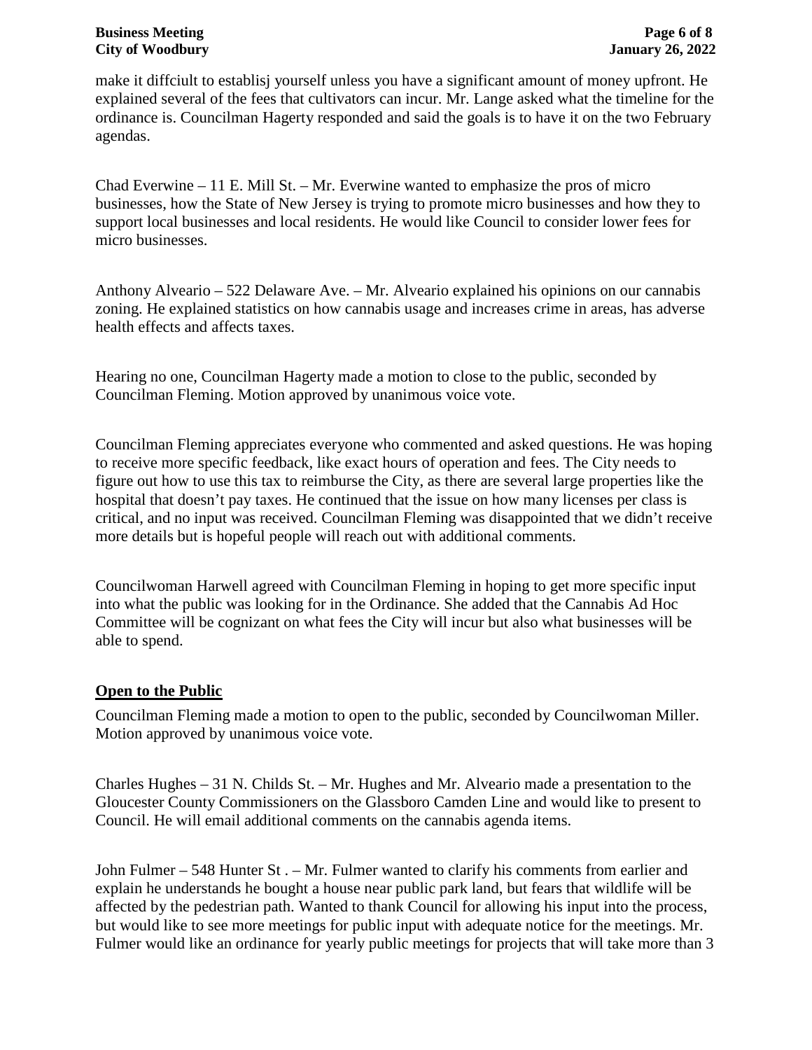make it diffciult to establisj yourself unless you have a significant amount of money upfront. He explained several of the fees that cultivators can incur. Mr. Lange asked what the timeline for the ordinance is. Councilman Hagerty responded and said the goals is to have it on the two February agendas.

Chad Everwine – 11 E. Mill St. – Mr. Everwine wanted to emphasize the pros of micro businesses, how the State of New Jersey is trying to promote micro businesses and how they to support local businesses and local residents. He would like Council to consider lower fees for micro businesses.

Anthony Alveario – 522 Delaware Ave. – Mr. Alveario explained his opinions on our cannabis zoning. He explained statistics on how cannabis usage and increases crime in areas, has adverse health effects and affects taxes.

Hearing no one, Councilman Hagerty made a motion to close to the public, seconded by Councilman Fleming. Motion approved by unanimous voice vote.

Councilman Fleming appreciates everyone who commented and asked questions. He was hoping to receive more specific feedback, like exact hours of operation and fees. The City needs to figure out how to use this tax to reimburse the City, as there are several large properties like the hospital that doesn't pay taxes. He continued that the issue on how many licenses per class is critical, and no input was received. Councilman Fleming was disappointed that we didn't receive more details but is hopeful people will reach out with additional comments.

Councilwoman Harwell agreed with Councilman Fleming in hoping to get more specific input into what the public was looking for in the Ordinance. She added that the Cannabis Ad Hoc Committee will be cognizant on what fees the City will incur but also what businesses will be able to spend.

**Open to the Public**

Councilman Fleming made a motion to open to the public, seconded by Councilwoman Miller. Motion approved by unanimous voice vote.

Charles Hughes – 31 N. Childs St. – Mr. Hughes and Mr. Alveario made a presentation to the Gloucester County Commissioners on the Glassboro Camden Line and would like to present to Council. He will email additional comments on the cannabis agenda items.

John Fulmer – 548 Hunter St . – Mr. Fulmer wanted to clarify his comments from earlier and explain he understands he bought a house near public park land, but fears that wildlife will be affected by the pedestrian path. Wanted to thank Council for allowing his input into the process, but would like to see more meetings for public input with adequate notice for the meetings. Mr. Fulmer would like an ordinance for yearly public meetings for projects that will take more than 3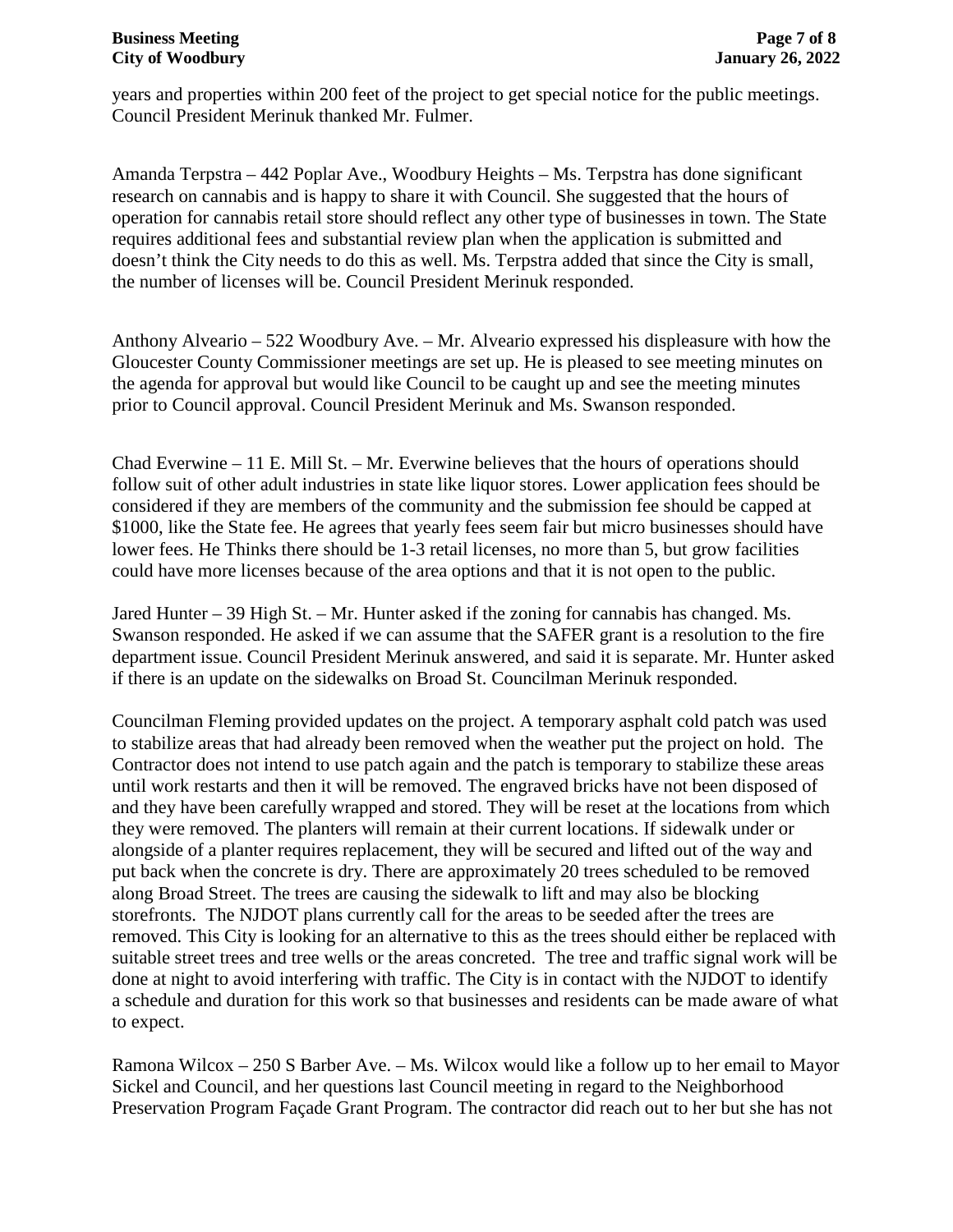years and properties within 200 feet of the project to get special notice for the public meetings. Council President Merinuk thanked Mr. Fulmer.

Amanda Terpstra – 442 Poplar Ave., Woodbury Heights – Ms. Terpstra has done significant research on cannabis and is happy to share it with Council. She suggested that the hours of operation for cannabis retail store should reflect any other type of businesses in town. The State requires additional fees and substantial review plan when the application is submitted and doesn't think the City needs to do this as well. Ms. Terpstra added that since the City is small, the number of licenses will be. Council President Merinuk responded.

Anthony Alveario – 522 Woodbury Ave. – Mr. Alveario expressed his displeasure with how the Gloucester County Commissioner meetings are set up. He is pleased to see meeting minutes on the agenda for approval but would like Council to be caught up and see the meeting minutes prior to Council approval. Council President Merinuk and Ms. Swanson responded.

Chad Everwine – 11 E. Mill St. – Mr. Everwine believes that the hours of operations should follow suit of other adult industries in state like liquor stores. Lower application fees should be considered if they are members of the community and the submission fee should be capped at $1000, like the State fee. He agrees that yearly fees seem fair but micro businesses should have lower fees. He Thinks there should be 1-3 retail licenses, no more than 5, but grow facilities could have more licenses because of the area options and that it is not open to the public.

Jared Hunter – 39 High St. – Mr. Hunter asked if the zoning for cannabis has changed. Ms. Swanson responded. He asked if we can assume that the SAFER grant is a resolution to the fire department issue. Council President Merinuk answered, and said it is separate. Mr. Hunter asked if there is an update on the sidewalks on Broad St. Councilman Merinuk responded.

Councilman Fleming provided updates on the project. A temporary asphalt cold patch was used to stabilize areas that had already been removed when the weather put the project on hold. The Contractor does not intend to use patch again and the patch is temporary to stabilize these areas until work restarts and then it will be removed. The engraved bricks have not been disposed of and they have been carefully wrapped and stored. They will be reset at the locations from which they were removed. The planters will remain at their current locations. If sidewalk under or alongside of a planter requires replacement, they will be secured and lifted out of the way and put back when the concrete is dry. There are approximately 20 trees scheduled to be removed along Broad Street. The trees are causing the sidewalk to lift and may also be blocking storefronts. The NJDOT plans currently call for the areas to be seeded after the trees are removed. This City is looking for an alternative to this as the trees should either be replaced with suitable street trees and tree wells or the areas concreted. The tree and traffic signal work will be done at night to avoid interfering with traffic. The City is in contact with the NJDOT to identify a schedule and duration for this work so that businesses and residents can be made aware of what to expect.

Ramona Wilcox – 250 S Barber Ave. – Ms. Wilcox would like a follow up to her email to Mayor Sickel and Council, and her questions last Council meeting in regard to the Neighborhood Preservation Program Façade Grant Program. The contractor did reach out to her but she has not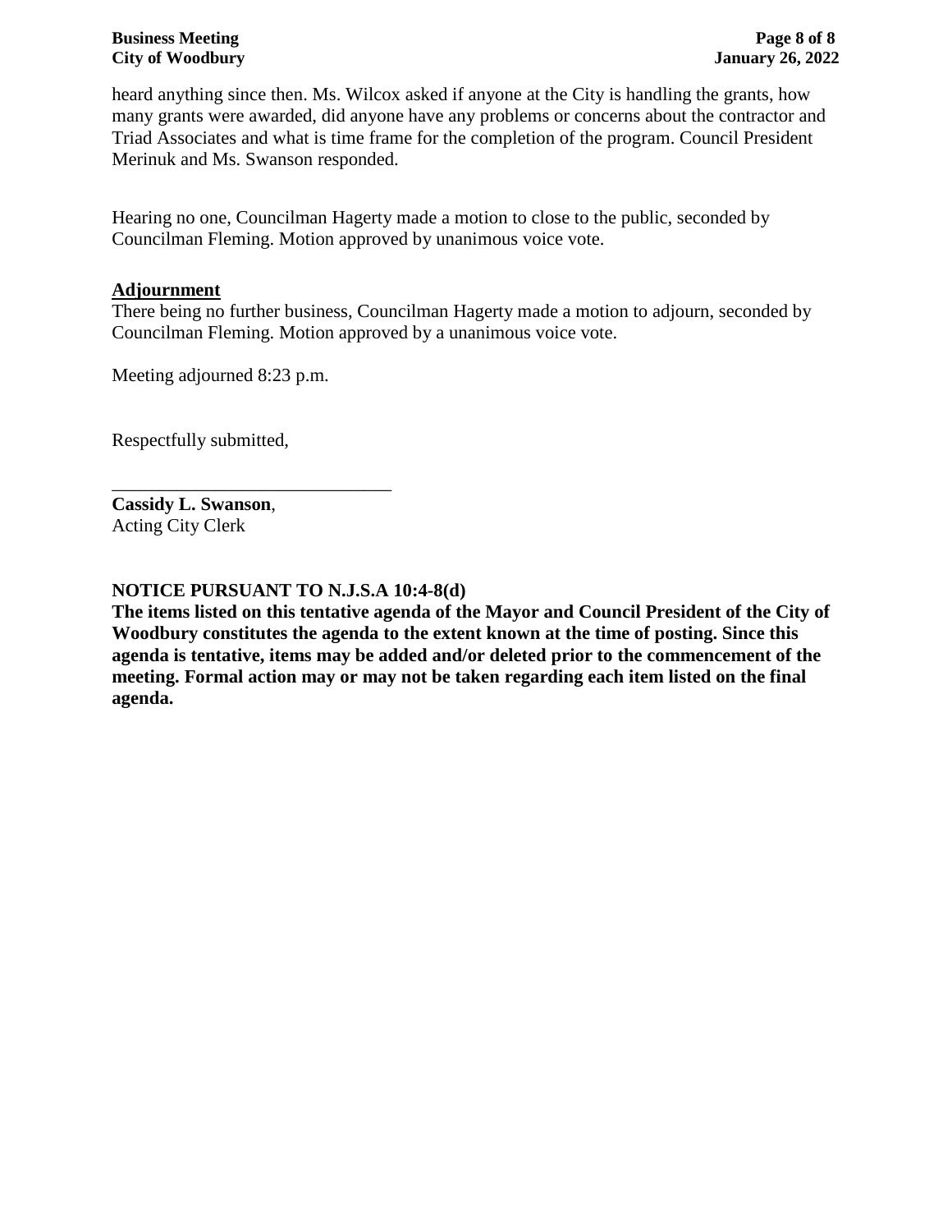heard anything since then. Ms. Wilcox asked if anyone at the City is handling the grants, how many grants were awarded, did anyone have any problems or concerns about the contractor and Triad Associates and what is time frame for the completion of the program. Council President Merinuk and Ms. Swanson responded.

Hearing no one, Councilman Hagerty made a motion to close to the public, seconded by Councilman Fleming. Motion approved by unanimous voice vote.

**Adjournment**

There being no further business, Councilman Hagerty made a motion to adjourn, seconded by Councilman Fleming. Motion approved by a unanimous voice vote.

Meeting adjourned 8:23 p.m.

Respectfully submitted,

_______________________________

**Cassidy L. Swanson**,
Acting City Clerk

**NOTICE PURSUANT TO N.J.S.A 10:4-8(d)**
**The items listed on this tentative agenda of the Mayor and Council President of the City of Woodbury constitutes the agenda to the extent known at the time of posting. Since this agenda is tentative, items may be added and/or deleted prior to the commencement of the meeting. Formal action may or may not be taken regarding each item listed on the final agenda.**